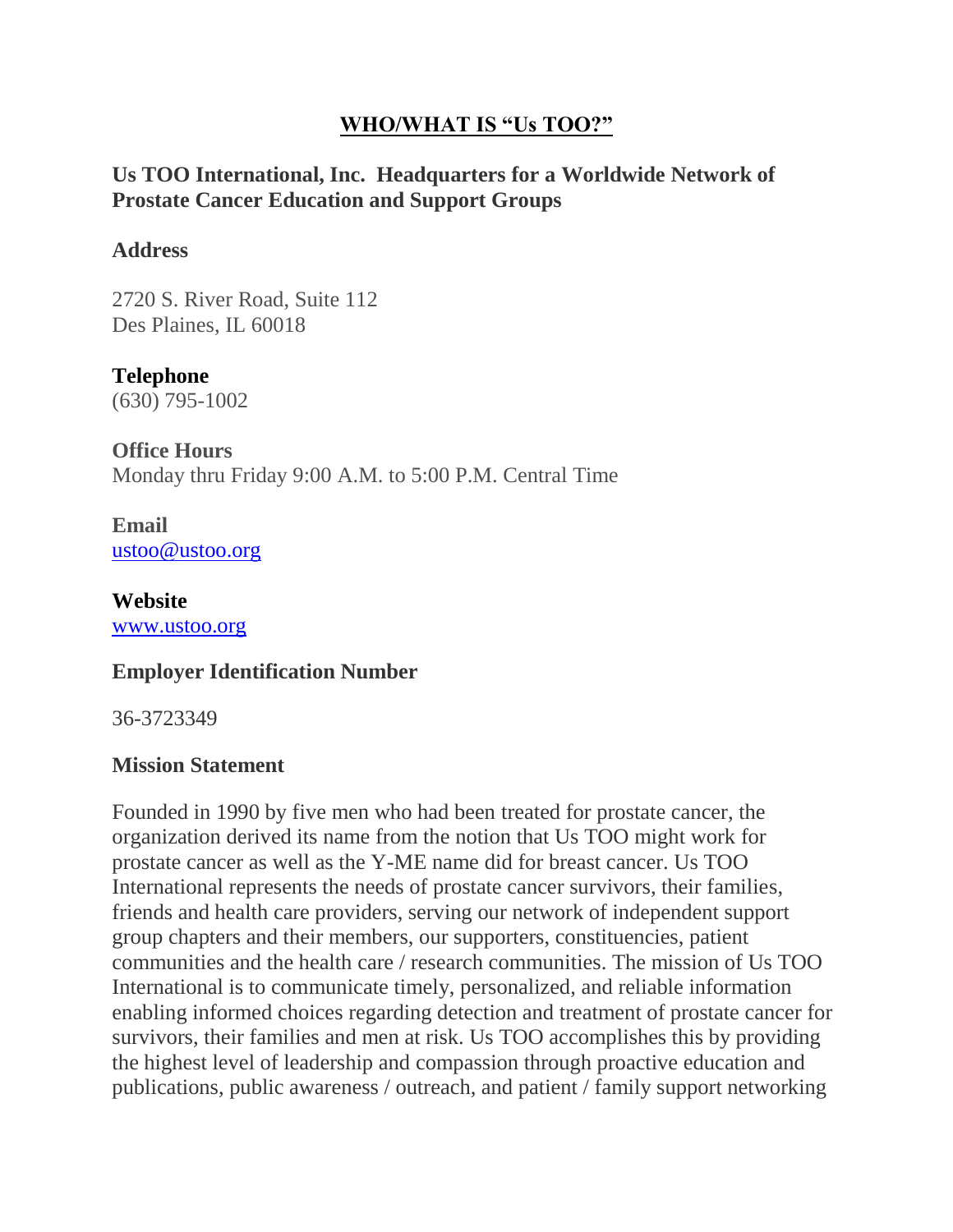# WHO/WHAT IS "Us TOO?"

## Us TOO International, Inc. Headquarters for a Worldwide Network of Prostate Cancer Education and Support Groups

### Address

2720 S. River Road, Suite 112
Des Plaines, IL 60018

### Telephone

(630) 795-1002

### Office Hours

Monday thru Friday 9:00 A.M. to 5:00 P.M. Central Time

### Email

ustoo@ustoo.org

### Website

www.ustoo.org

### Employer Identification Number

36-3723349

### Mission Statement

Founded in 1990 by five men who had been treated for prostate cancer, the organization derived its name from the notion that Us TOO might work for prostate cancer as well as the Y-ME name did for breast cancer. Us TOO International represents the needs of prostate cancer survivors, their families, friends and health care providers, serving our network of independent support group chapters and their members, our supporters, constituencies, patient communities and the health care / research communities. The mission of Us TOO International is to communicate timely, personalized, and reliable information enabling informed choices regarding detection and treatment of prostate cancer for survivors, their families and men at risk. Us TOO accomplishes this by providing the highest level of leadership and compassion through proactive education and publications, public awareness / outreach, and patient / family support networking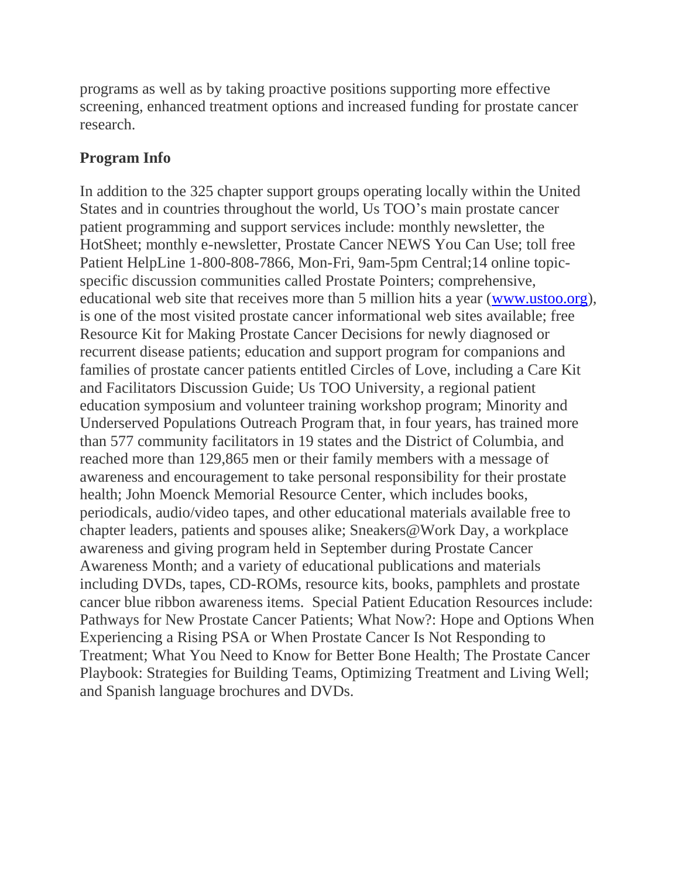programs as well as by taking proactive positions supporting more effective screening, enhanced treatment options and increased funding for prostate cancer research.

**Program Info**

In addition to the 325 chapter support groups operating locally within the United States and in countries throughout the world, Us TOO's main prostate cancer patient programming and support services include: monthly newsletter, the HotSheet; monthly e-newsletter, Prostate Cancer NEWS You Can Use; toll free Patient HelpLine 1-800-808-7866, Mon-Fri, 9am-5pm Central;14 online topic-specific discussion communities called Prostate Pointers; comprehensive, educational web site that receives more than 5 million hits a year ([www.ustoo.org](www.ustoo.org)), is one of the most visited prostate cancer informational web sites available; free Resource Kit for Making Prostate Cancer Decisions for newly diagnosed or recurrent disease patients; education and support program for companions and families of prostate cancer patients entitled Circles of Love, including a Care Kit and Facilitators Discussion Guide; Us TOO University, a regional patient education symposium and volunteer training workshop program; Minority and Underserved Populations Outreach Program that, in four years, has trained more than 577 community facilitators in 19 states and the District of Columbia, and reached more than 129,865 men or their family members with a message of awareness and encouragement to take personal responsibility for their prostate health; John Moenck Memorial Resource Center, which includes books, periodicals, audio/video tapes, and other educational materials available free to chapter leaders, patients and spouses alike; Sneakers@Work Day, a workplace awareness and giving program held in September during Prostate Cancer Awareness Month; and a variety of educational publications and materials including DVDs, tapes, CD-ROMs, resource kits, books, pamphlets and prostate cancer blue ribbon awareness items. Special Patient Education Resources include: Pathways for New Prostate Cancer Patients; What Now?: Hope and Options When Experiencing a Rising PSA or When Prostate Cancer Is Not Responding to Treatment; What You Need to Know for Better Bone Health; The Prostate Cancer Playbook: Strategies for Building Teams, Optimizing Treatment and Living Well; and Spanish language brochures and DVDs.